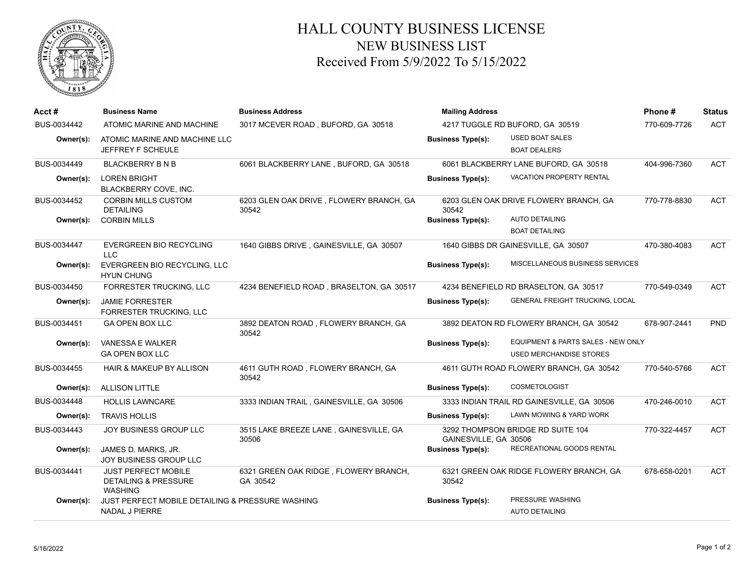# HALL COUNTY BUSINESS LICENSE
## NEW BUSINESS LIST
## Received From 5/9/2022 To 5/15/2022

| Acct # | Business Name | Business Address | Mailing Address | | Phone # | Status |
|---|---|---|---|---|---|---|
| BUS-0034442 | ATOMIC MARINE AND MACHINE | 3017 MCEVER ROAD , BUFORD, GA 30518 | 4217 TUGGLE RD BUFORD, GA 30519 | | 770-609-7726 | ACT |
| Owner(s): | ATOMIC MARINE AND MACHINE LLC<br>JEFFREY F SCHEULE | | Business Type(s): | USED BOAT SALES<br>BOAT DEALERS | | |
| BUS-0034449 | BLACKBERRY B N B | 6061 BLACKBERRY LANE , BUFORD, GA 30518 | 6061 BLACKBERRY LANE BUFORD, GA 30518 | | 404-996-7360 | ACT |
| Owner(s): | LOREN BRIGHT<br>BLACKBERRY COVE, INC. | | Business Type(s): | VACATION PROPERTY RENTAL | | |
| BUS-0034452 | CORBIN MILLS CUSTOM DETAILING | 6203 GLEN OAK DRIVE , FLOWERY BRANCH, GA 30542 | 6203 GLEN OAK DRIVE FLOWERY BRANCH, GA 30542 | | 770-778-8830 | ACT |
| Owner(s): | CORBIN MILLS | | Business Type(s): | AUTO DETAILING<br>BOAT DETAILING | | |
| BUS-0034447 | EVERGREEN BIO RECYCLING LLC | 1640 GIBBS DRIVE , GAINESVILLE, GA 30507 | 1640 GIBBS DR GAINESVILLE, GA 30507 | | 470-380-4083 | ACT |
| Owner(s): | EVERGREEN BIO RECYCLING, LLC<br>HYUN CHUNG | | Business Type(s): | MISCELLANEOUS BUSINESS SERVICES | | |
| BUS-0034450 | FORRESTER TRUCKING, LLC | 4234 BENEFIELD ROAD , BRASELTON, GA 30517 | 4234 BENEFIELD RD BRASELTON, GA 30517 | | 770-549-0349 | ACT |
| Owner(s): | JAMIE FORRESTER<br>FORRESTER TRUCKING, LLC | | Business Type(s): | GENERAL FREIGHT TRUCKING, LOCAL | | |
| BUS-0034451 | GA OPEN BOX LLC | 3892 DEATON ROAD , FLOWERY BRANCH, GA 30542 | 3892 DEATON RD FLOWERY BRANCH, GA 30542 | | 678-907-2441 | PND |
| Owner(s): | VANESSA E WALKER<br>GA OPEN BOX LLC | | Business Type(s): | EQUIPMENT & PARTS SALES - NEW ONLY<br>USED MERCHANDISE STORES | | |
| BUS-0034455 | HAIR & MAKEUP BY ALLISON | 4611 GUTH ROAD , FLOWERY BRANCH, GA 30542 | 4611 GUTH ROAD FLOWERY BRANCH, GA 30542 | | 770-540-5766 | ACT |
| Owner(s): | ALLISON LITTLE | | Business Type(s): | COSMETOLOGIST | | |
| BUS-0034448 | HOLLIS LAWNCARE | 3333 INDIAN TRAIL , GAINESVILLE, GA 30506 | 3333 INDIAN TRAIL RD GAINESVILLE, GA 30506 | | 470-246-0010 | ACT |
| Owner(s): | TRAVIS HOLLIS | | Business Type(s): | LAWN MOWING & YARD WORK | | |
| BUS-0034443 | JOY BUSINESS GROUP LLC | 3515 LAKE BREEZE LANE , GAINESVILLE, GA 30506 | 3292 THOMPSON BRIDGE RD SUITE 104 GAINESVILLE, GA 30506 | | 770-322-4457 | ACT |
| Owner(s): | JAMES D. MARKS, JR.<br>JOY BUSINESS GROUP LLC | | Business Type(s): | RECREATIONAL GOODS RENTAL | | |
| BUS-0034441 | JUST PERFECT MOBILE DETAILING & PRESSURE WASHING | 6321 GREEN OAK RIDGE , FLOWERY BRANCH, GA 30542 | 6321 GREEN OAK RIDGE FLOWERY BRANCH, GA 30542 | | 678-658-0201 | ACT |
| Owner(s): | JUST PERFECT MOBILE DETAILING & PRESSURE WASHING<br>NADAL J PIERRE | | Business Type(s): | PRESSURE WASHING<br>AUTO DETAILING | | |

5/16/2022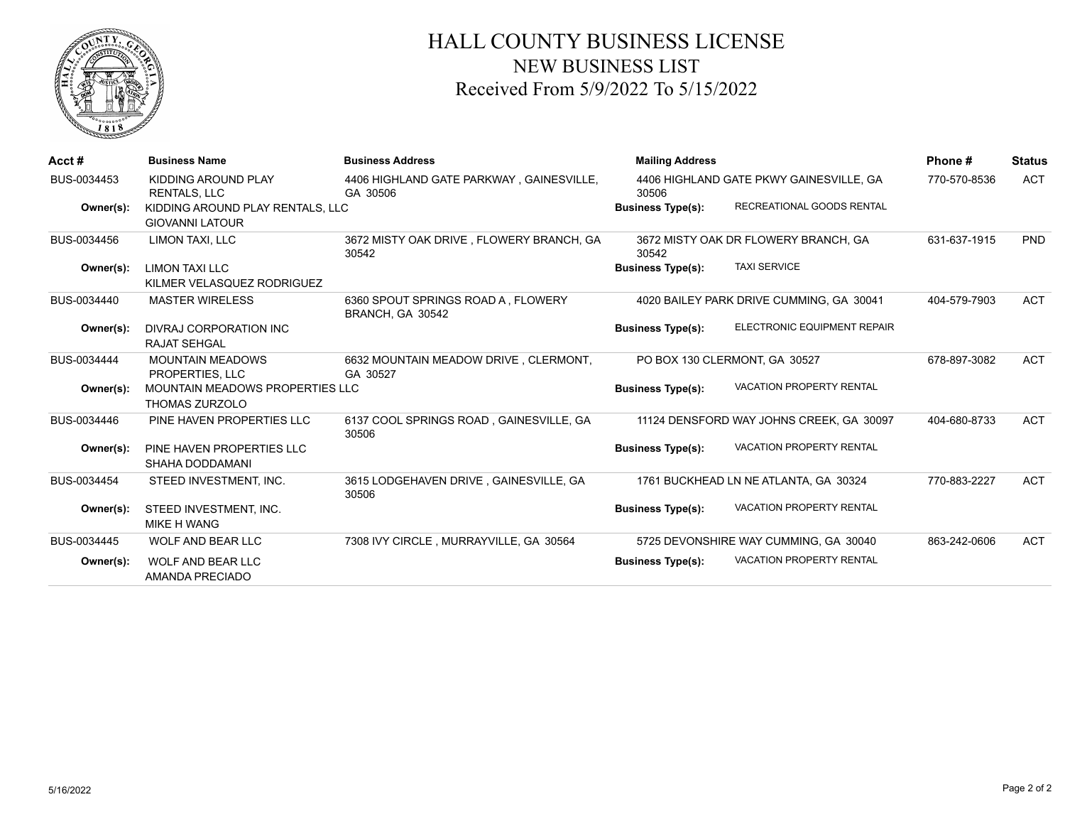# HALL COUNTY BUSINESS LICENSE
## NEW BUSINESS LIST
### Received From 5/9/2022 To 5/15/2022

| Acct # | Business Name | Business Address | Mailing Address | | Phone # | Status |
|---|---|---|---|---|---|---|
| BUS-0034453 | KIDDING AROUND PLAY RENTALS, LLC | 4406 HIGHLAND GATE PARKWAY , GAINESVILLE, GA 30506 | 4406 HIGHLAND GATE PKWY GAINESVILLE, GA 30506 | | 770-570-8536 | ACT |
| **Owner(s):** | KIDDING AROUND PLAY RENTALS, LLC<br>GIOVANNI LATOUR | | **Business Type(s):** | RECREATIONAL GOODS RENTAL | | |
| BUS-0034456 | LIMON TAXI, LLC | 3672 MISTY OAK DRIVE , FLOWERY BRANCH, GA 30542 | 3672 MISTY OAK DR FLOWERY BRANCH, GA 30542 | | 631-637-1915 | PND |
| **Owner(s):** | LIMON TAXI LLC<br>KILMER VELASQUEZ RODRIGUEZ | | **Business Type(s):** | TAXI SERVICE | | |
| BUS-0034440 | MASTER WIRELESS | 6360 SPOUT SPRINGS ROAD A , FLOWERY BRANCH, GA 30542 | 4020 BAILEY PARK DRIVE CUMMING, GA 30041 | | 404-579-7903 | ACT |
| **Owner(s):** | DIVRAJ CORPORATION INC<br>RAJAT SEHGAL | | **Business Type(s):** | ELECTRONIC EQUIPMENT REPAIR | | |
| BUS-0034444 | MOUNTAIN MEADOWS PROPERTIES, LLC | 6632 MOUNTAIN MEADOW DRIVE , CLERMONT, GA 30527 | PO BOX 130 CLERMONT, GA 30527 | | 678-897-3082 | ACT |
| **Owner(s):** | MOUNTAIN MEADOWS PROPERTIES LLC<br>THOMAS ZURZOLO | | **Business Type(s):** | VACATION PROPERTY RENTAL | | |
| BUS-0034446 | PINE HAVEN PROPERTIES LLC | 6137 COOL SPRINGS ROAD , GAINESVILLE, GA 30506 | 11124 DENSFORD WAY JOHNS CREEK, GA 30097 | | 404-680-8733 | ACT |
| **Owner(s):** | PINE HAVEN PROPERTIES LLC<br>SHAHA DODDAMANI | | **Business Type(s):** | VACATION PROPERTY RENTAL | | |
| BUS-0034454 | STEED INVESTMENT, INC. | 3615 LODGEHAVEN DRIVE , GAINESVILLE, GA 30506 | 1761 BUCKHEAD LN NE ATLANTA, GA 30324 | | 770-883-2227 | ACT |
| **Owner(s):** | STEED INVESTMENT, INC.<br>MIKE H WANG | | **Business Type(s):** | VACATION PROPERTY RENTAL | | |
| BUS-0034445 | WOLF AND BEAR LLC | 7308 IVY CIRCLE , MURRAYVILLE, GA 30564 | 5725 DEVONSHIRE WAY CUMMING, GA 30040 | | 863-242-0606 | ACT |
| **Owner(s):** | WOLF AND BEAR LLC<br>AMANDA PRECIADO | | **Business Type(s):** | VACATION PROPERTY RENTAL | | |

5/16/2022